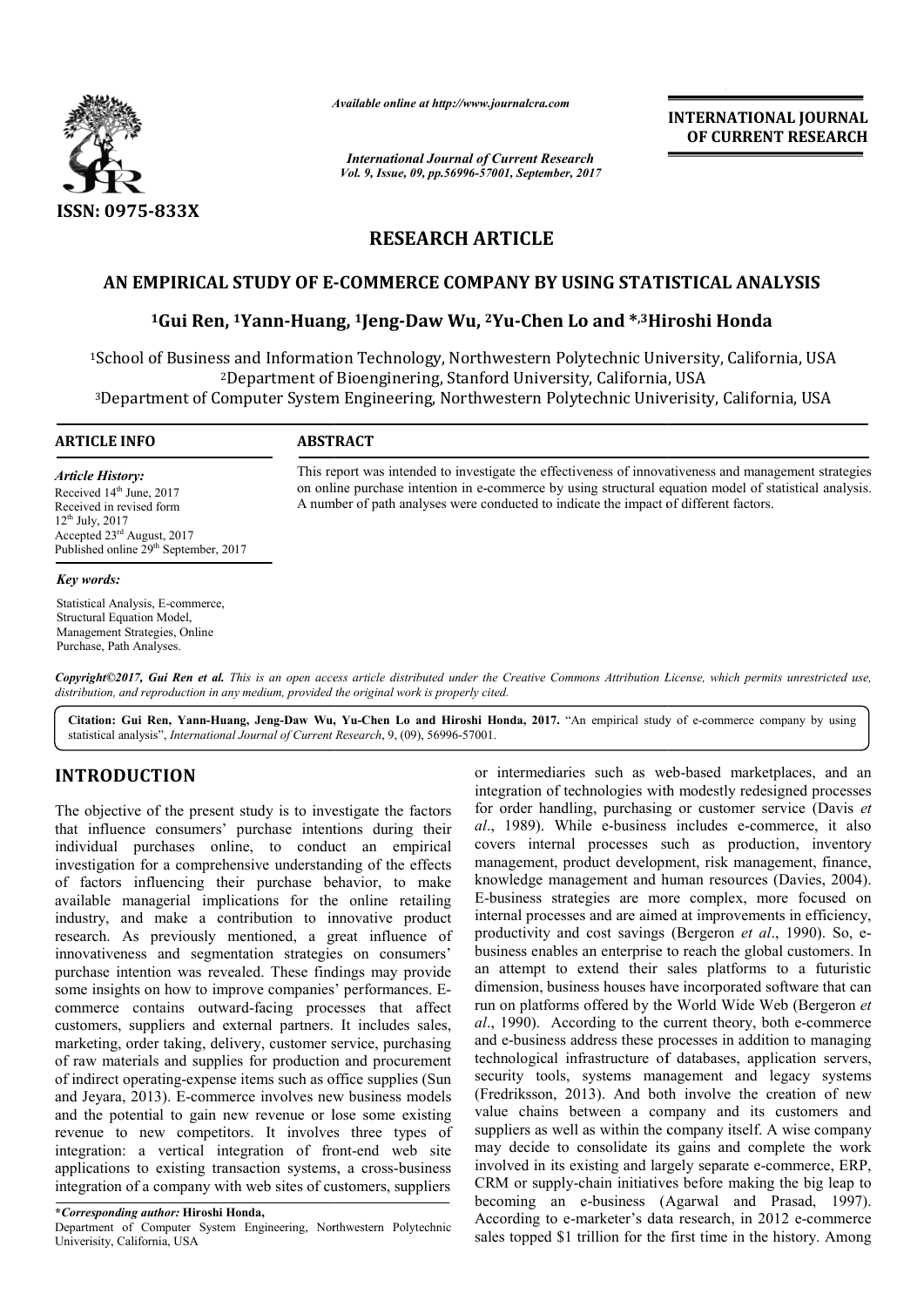ISSN: 0975-833X

*Available online at http://www.journalcra.com*

*International Journal of Current Research*
*Vol. 9, Issue, 09, pp.56996-57001, September, 2017*

**INTERNATIONAL JOURNAL OF CURRENT RESEARCH**

# RESEARCH ARTICLE

## AN EMPIRICAL STUDY OF E-COMMERCE COMPANY BY USING STATISTICAL ANALYSIS

### [1]Gui Ren, [1]Yann-Huang, [1]Jeng-Daw Wu, [2]Yu-Chen Lo and *,[3]Hiroshi Honda

[1]School of Business and Information Technology, Northwestern Polytechnic University, California, USA
[2]Department of Bioenginering, Stanford University, California, USA
[3]Department of Computer System Engineering, Northwestern Polytechnic Univerisity, California, USA

**ARTICLE INFO**

*Article History:*

Received 14th June, 2017
Received in revised form
12th July, 2017
Accepted 23rd August, 2017
Published online 29th September, 2017

*Key words:*

Statistical Analysis, E-commerce, Structural Equation Model, Management Strategies, Online Purchase, Path Analyses.

**ABSTRACT**

This report was intended to investigate the effectiveness of innovativeness and management strategies on online purchase intention in e-commerce by using structural equation model of statistical analysis. A number of path analyses were conducted to indicate the impact of different factors.

***Copyright©2017, Gui Ren et al.*** *This is an open access article distributed under the Creative Commons Attribution License, which permits unrestricted use, distribution, and reproduction in any medium, provided the original work is properly cited.*

**Citation: Gui Ren, Yann-Huang, Jeng-Daw Wu, Yu-Chen Lo and Hiroshi Honda, 2017.** "An empirical study of e-commerce company by using statistical analysis", *International Journal of Current Research*, 9, (09), 56996-57001.

## INTRODUCTION

The objective of the present study is to investigate the factors that influence consumers' purchase intentions during their individual purchases online, to conduct an empirical investigation for a comprehensive understanding of the effects of factors influencing their purchase behavior, to make available managerial implications for the online retailing industry, and make a contribution to innovative product research. As previously mentioned, a great influence of innovativeness and segmentation strategies on consumers' purchase intention was revealed. These findings may provide some insights on how to improve companies' performances. E-commerce contains outward-facing processes that affect customers, suppliers and external partners. It includes sales, marketing, order taking, delivery, customer service, purchasing of raw materials and supplies for production and procurement of indirect operating-expense items such as office supplies (Sun and Jeyara, 2013). E-commerce involves new business models and the potential to gain new revenue or lose some existing revenue to new competitors. It involves three types of integration: a vertical integration of front-end web site applications to existing transaction systems, a cross-business integration of a company with web sites of customers, suppliers or intermediaries such as web-based marketplaces, and an integration of technologies with modestly redesigned processes for order handling, purchasing or customer service (Davis *et al*., 1989). While e-business includes e-commerce, it also covers internal processes such as production, inventory management, product development, risk management, finance, knowledge management and human resources (Davies, 2004). E-business strategies are more complex, more focused on internal processes and are aimed at improvements in efficiency, productivity and cost savings (Bergeron *et al*., 1990). So, e-business enables an enterprise to reach the global customers. In an attempt to extend their sales platforms to a futuristic dimension, business houses have incorporated software that can run on platforms offered by the World Wide Web (Bergeron *et al*., 1990). According to the current theory, both e-commerce and e-business address these processes in addition to managing technological infrastructure of databases, application servers, security tools, systems management and legacy systems (Fredriksson, 2013). And both involve the creation of new value chains between a company and its customers and suppliers as well as within the company itself. A wise company may decide to consolidate its gains and complete the work involved in its existing and largely separate e-commerce, ERP, CRM or supply-chain initiatives before making the big leap to becoming an e-business (Agarwal and Prasad, 1997). According to e-marketer's data research, in 2012 e-commerce sales topped $1 trillion for the first time in the history. Among

***Corresponding author:** **Hiroshi Honda,**
Department of Computer System Engineering, Northwestern Polytechnic Univerisity, California, USA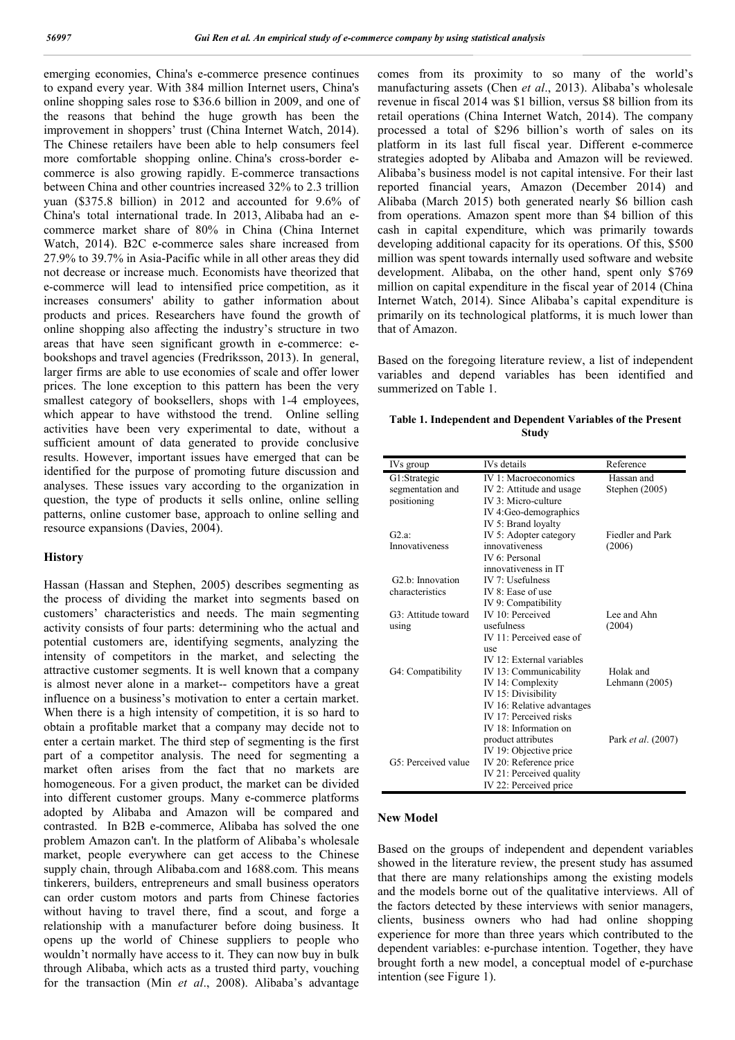emerging economies, China's e-commerce presence continues to expand every year. With 384 million Internet users, China's online shopping sales rose to $36.6 billion in 2009, and one of the reasons that behind the huge growth has been the improvement in shoppers' trust (China Internet Watch, 2014). The Chinese retailers have been able to help consumers feel more comfortable shopping online. China's cross-border e-commerce is also growing rapidly. E-commerce transactions between China and other countries increased 32% to 2.3 trillion yuan ($375.8 billion) in 2012 and accounted for 9.6% of China's total international trade. In 2013, Alibaba had an e-commerce market share of 80% in China (China Internet Watch, 2014). B2C e-commerce sales share increased from 27.9% to 39.7% in Asia-Pacific while in all other areas they did not decrease or increase much. Economists have theorized that e-commerce will lead to intensified price competition, as it increases consumers' ability to gather information about products and prices. Researchers have found the growth of online shopping also affecting the industry's structure in two areas that have seen significant growth in e-commerce: e-bookshops and travel agencies (Fredriksson, 2013). In general, larger firms are able to use economies of scale and offer lower prices. The lone exception to this pattern has been the very smallest category of booksellers, shops with 1-4 employees, which appear to have withstood the trend. Online selling activities have been very experimental to date, without a sufficient amount of data generated to provide conclusive results. However, important issues have emerged that can be identified for the purpose of promoting future discussion and analyses. These issues vary according to the organization in question, the type of products it sells online, online selling patterns, online customer base, approach to online selling and resource expansions (Davies, 2004).

## History

Hassan (Hassan and Stephen, 2005) describes segmenting as the process of dividing the market into segments based on customers' characteristics and needs. The main segmenting activity consists of four parts: determining who the actual and potential customers are, identifying segments, analyzing the intensity of competitors in the market, and selecting the attractive customer segments. It is well known that a company is almost never alone in a market-- competitors have a great influence on a business's motivation to enter a certain market. When there is a high intensity of competition, it is so hard to obtain a profitable market that a company may decide not to enter a certain market. The third step of segmenting is the first part of a competitor analysis. The need for segmenting a market often arises from the fact that no markets are homogeneous. For a given product, the market can be divided into different customer groups. Many e-commerce platforms adopted by Alibaba and Amazon will be compared and contrasted. In B2B e-commerce, Alibaba has solved the one problem Amazon can't. In the platform of Alibaba's wholesale market, people everywhere can get access to the Chinese supply chain, through Alibaba.com and 1688.com. This means tinkerers, builders, entrepreneurs and small business operators can order custom motors and parts from Chinese factories without having to travel there, find a scout, and forge a relationship with a manufacturer before doing business. It opens up the world of Chinese suppliers to people who wouldn't normally have access to it. They can now buy in bulk through Alibaba, which acts as a trusted third party, vouching for the transaction (Min *et al*., 2008). Alibaba's advantage comes from its proximity to so many of the world's manufacturing assets (Chen *et al*., 2013). Alibaba's wholesale revenue in fiscal 2014 was $1 billion, versus $8 billion from its retail operations (China Internet Watch, 2014). The company processed a total of $296 billion's worth of sales on its platform in its last full fiscal year. Different e-commerce strategies adopted by Alibaba and Amazon will be reviewed. Alibaba's business model is not capital intensive. For their last reported financial years, Amazon (December 2014) and Alibaba (March 2015) both generated nearly $6 billion cash from operations. Amazon spent more than $4 billion of this cash in capital expenditure, which was primarily towards developing additional capacity for its operations. Of this, $500 million was spent towards internally used software and website development. Alibaba, on the other hand, spent only $769 million on capital expenditure in the fiscal year of 2014 (China Internet Watch, 2014). Since Alibaba's capital expenditure is primarily on its technological platforms, it is much lower than that of Amazon.

Based on the foregoing literature review, a list of independent variables and depend variables has been identified and summerized on Table 1.

**Table 1. Independent and Dependent Variables of the Present Study**

| IVs group | IVs details | Reference |
|---|---|---|
| G1:Strategic segmentation and positioning | IV 1: Macroeconomics<br>IV 2: Attitude and usage<br>IV 3: Micro-culture<br>IV 4:Geo-demographics<br>IV 5: Brand loyalty | Hassan and Stephen (2005) |
| G2.a: Innovativeness | IV 5: Adopter category innovativeness<br>IV 6: Personal innovativeness in IT | Fiedler and Park (2006) |
| G2.b: Innovation characteristics | IV 7: Usefulness<br>IV 8: Ease of use<br>IV 9: Compatibility | |
| G3: Attitude toward using | IV 10: Perceived usefulness<br>IV 11: Perceived ease of use<br>IV 12: External variables | Lee and Ahn (2004) |
| G4: Compatibility | IV 13: Communicability<br>IV 14: Complexity<br>IV 15: Divisibility<br>IV 16: Relative advantages<br>IV 17: Perceived risks | Holak and Lehmann (2005) |
| G5: Perceived value | IV 18: Information on product attributes<br>IV 19: Objective price<br>IV 20: Reference price<br>IV 21: Perceived quality<br>IV 22: Perceived price | Park *et al*. (2007) |

## New Model

Based on the groups of independent and dependent variables showed in the literature review, the present study has assumed that there are many relationships among the existing models and the models borne out of the qualitative interviews. All of the factors detected by these interviews with senior managers, clients, business owners who had had online shopping experience for more than three years which contributed to the dependent variables: e-purchase intention. Together, they have brought forth a new model, a conceptual model of e-purchase intention (see Figure 1).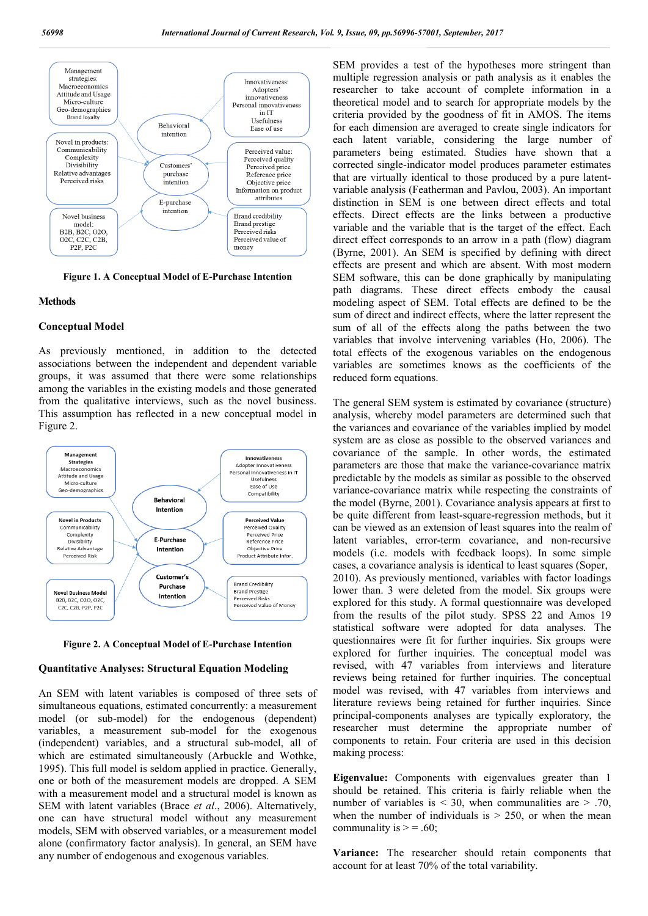Figure 1. A Conceptual Model of E-Purchase Intention

## Methods

### Conceptual Model

As previously mentioned, in addition to the detected associations between the independent and dependent variable groups, it was assumed that there were some relationships among the variables in the existing models and those generated from the qualitative interviews, such as the novel business. This assumption has reflected in a new conceptual model in Figure 2.

Figure 2. A Conceptual Model of E-Purchase Intention

### Quantitative Analyses: Structural Equation Modeling

An SEM with latent variables is composed of three sets of simultaneous equations, estimated concurrently: a measurement model (or sub-model) for the endogenous (dependent) variables, a measurement sub-model for the exogenous (independent) variables, and a structural sub-model, all of which are estimated simultaneously (Arbuckle and Wothke, 1995). This full model is seldom applied in practice. Generally, one or both of the measurement models are dropped. A SEM with a measurement model and a structural model is known as SEM with latent variables (Brace *et al*., 2006). Alternatively, one can have structural model without any measurement models, SEM with observed variables, or a measurement model alone (confirmatory factor analysis). In general, an SEM have any number of endogenous and exogenous variables.

SEM provides a test of the hypotheses more stringent than multiple regression analysis or path analysis as it enables the researcher to take account of complete information in a theoretical model and to search for appropriate models by the criteria provided by the goodness of fit in AMOS. The items for each dimension are averaged to create single indicators for each latent variable, considering the large number of parameters being estimated. Studies have shown that a corrected single-indicator model produces parameter estimates that are virtually identical to those produced by a pure latent-variable analysis (Featherman and Pavlou, 2003). An important distinction in SEM is one between direct effects and total effects. Direct effects are the links between a productive variable and the variable that is the target of the effect. Each direct effect corresponds to an arrow in a path (flow) diagram (Byrne, 2001). An SEM is specified by defining with direct effects are present and which are absent. With most modern SEM software, this can be done graphically by manipulating path diagrams. These direct effects embody the causal modeling aspect of SEM. Total effects are defined to be the sum of direct and indirect effects, where the latter represent the sum of all of the effects along the paths between the two variables that involve intervening variables (Ho, 2006). The total effects of the exogenous variables on the endogenous variables are sometimes knows as the coefficients of the reduced form equations.

The general SEM system is estimated by covariance (structure) analysis, whereby model parameters are determined such that the variances and covariance of the variables implied by model system are as close as possible to the observed variances and covariance of the sample. In other words, the estimated parameters are those that make the variance-covariance matrix predictable by the models as similar as possible to the observed variance-covariance matrix while respecting the constraints of the model (Byrne, 2001). Covariance analysis appears at first to be quite different from least-square-regression methods, but it can be viewed as an extension of least squares into the realm of latent variables, error-term covariance, and non-recursive models (i.e. models with feedback loops). In some simple cases, a covariance analysis is identical to least squares (Soper, 2010). As previously mentioned, variables with factor loadings lower than. 3 were deleted from the model. Six groups were explored for this study. A formal questionnaire was developed from the results of the pilot study. SPSS 22 and Amos 19 statistical software were adopted for data analyses. The questionnaires were fit for further inquiries. Six groups were explored for further inquiries. The conceptual model was revised, with 47 variables from interviews and literature reviews being retained for further inquiries. The conceptual model was revised, with 47 variables from interviews and literature reviews being retained for further inquiries. Since principal-components analyses are typically exploratory, the researcher must determine the appropriate number of components to retain. Four criteria are used in this decision making process:

**Eigenvalue:** Components with eigenvalues greater than 1 should be retained. This criteria is fairly reliable when the number of variables is < 30, when communalities are > .70, when the number of individuals is > 250, or when the mean communality is > = .60;

**Variance:** The researcher should retain components that account for at least 70% of the total variability.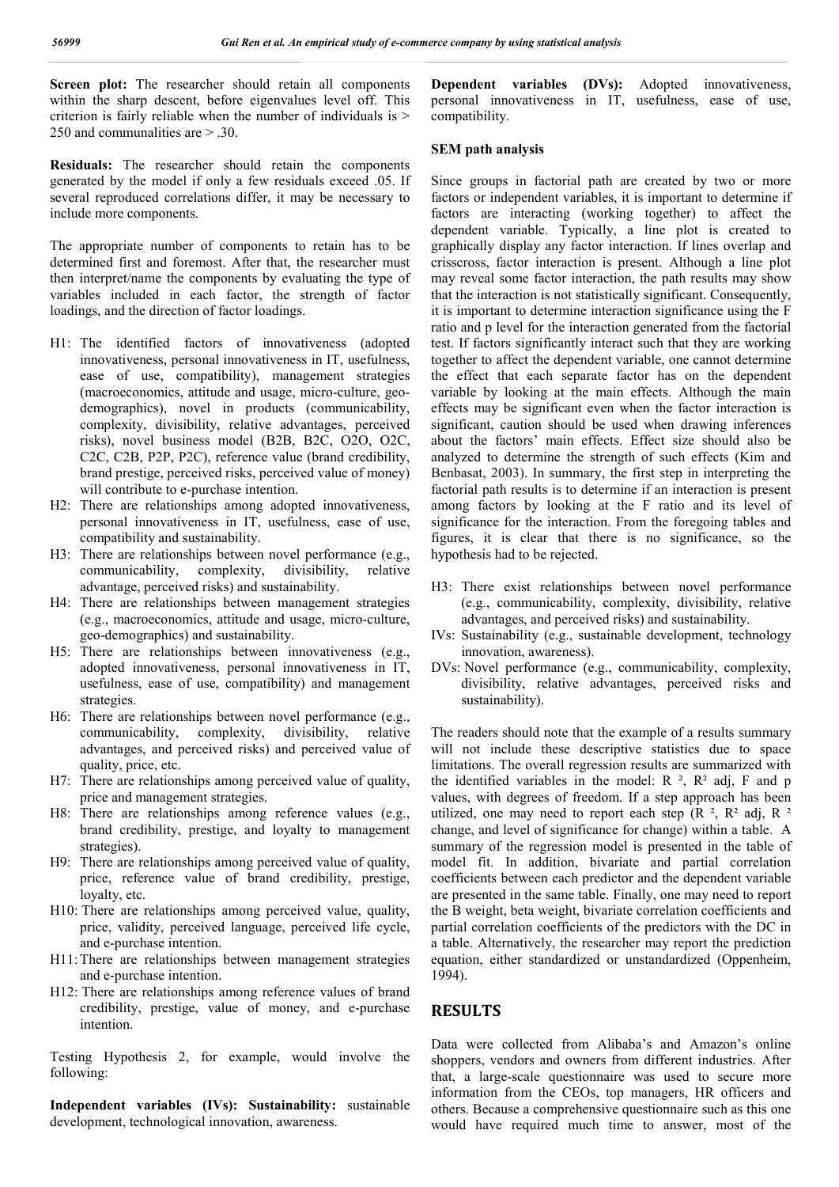**Screen plot:** The researcher should retain all components within the sharp descent, before eigenvalues level off. This criterion is fairly reliable when the number of individuals is > 250 and communalities are > .30.

**Residuals:** The researcher should retain the components generated by the model if only a few residuals exceed .05. If several reproduced correlations differ, it may be necessary to include more components.

The appropriate number of components to retain has to be determined first and foremost. After that, the researcher must then interpret/name the components by evaluating the type of variables included in each factor, the strength of factor loadings, and the direction of factor loadings.

- H1: The identified factors of innovativeness (adopted innovativeness, personal innovativeness in IT, usefulness, ease of use, compatibility), management strategies (macroeconomics, attitude and usage, micro-culture, geo-demographics), novel in products (communicability, complexity, divisibility, relative advantages, perceived risks), novel business model (B2B, B2C, O2O, O2C, C2C, C2B, P2P, P2C), reference value (brand credibility, brand prestige, perceived risks, perceived value of money) will contribute to e-purchase intention.
- H2: There are relationships among adopted innovativeness, personal innovativeness in IT, usefulness, ease of use, compatibility and sustainability.
- H3: There are relationships between novel performance (e.g., communicability, complexity, divisibility, relative advantage, perceived risks) and sustainability.
- H4: There are relationships between management strategies (e.g., macroeconomics, attitude and usage, micro-culture, geo-demographics) and sustainability.
- H5: There are relationships between innovativeness (e.g., adopted innovativeness, personal innovativeness in IT, usefulness, ease of use, compatibility) and management strategies.
- H6: There are relationships between novel performance (e.g., communicability, complexity, divisibility, relative advantages, and perceived risks) and perceived value of quality, price, etc.
- H7: There are relationships among perceived value of quality, price and management strategies.
- H8: There are relationships among reference values (e.g., brand credibility, prestige, and loyalty to management strategies).
- H9: There are relationships among perceived value of quality, price, reference value of brand credibility, prestige, loyalty, etc.
- H10: There are relationships among perceived value, quality, price, validity, perceived language, perceived life cycle, and e-purchase intention.
- H11: There are relationships between management strategies and e-purchase intention.
- H12: There are relationships among reference values of brand credibility, prestige, value of money, and e-purchase intention.

Testing Hypothesis 2, for example, would involve the following:

**Independent variables (IVs): Sustainability:** sustainable development, technological innovation, awareness.

**Dependent variables (DVs):** Adopted innovativeness, personal innovativeness in IT, usefulness, ease of use, compatibility.

**SEM path analysis**

Since groups in factorial path are created by two or more factors or independent variables, it is important to determine if factors are interacting (working together) to affect the dependent variable. Typically, a line plot is created to graphically display any factor interaction. If lines overlap and crisscross, factor interaction is present. Although a line plot may reveal some factor interaction, the path results may show that the interaction is not statistically significant. Consequently, it is important to determine interaction significance using the F ratio and p level for the interaction generated from the factorial test. If factors significantly interact such that they are working together to affect the dependent variable, one cannot determine the effect that each separate factor has on the dependent variable by looking at the main effects. Although the main effects may be significant even when the factor interaction is significant, caution should be used when drawing inferences about the factors' main effects. Effect size should also be analyzed to determine the strength of such effects (Kim and Benbasat, 2003). In summary, the first step in interpreting the factorial path results is to determine if an interaction is present among factors by looking at the F ratio and its level of significance for the interaction. From the foregoing tables and figures, it is clear that there is no significance, so the hypothesis had to be rejected.

- H3: There exist relationships between novel performance (e.g., communicability, complexity, divisibility, relative advantages, and perceived risks) and sustainability.
- IVs: Sustainability (e.g., sustainable development, technology innovation, awareness).
- DVs: Novel performance (e.g., communicability, complexity, divisibility, relative advantages, perceived risks and sustainability).

The readers should note that the example of a results summary will not include these descriptive statistics due to space limitations. The overall regression results are summarized with the identified variables in the model: $R^2$, $R^2$ adj, F and p values, with degrees of freedom. If a step approach has been utilized, one may need to report each step ($R^2$, $R^2$ adj, $R^2$ change, and level of significance for change) within a table. A summary of the regression model is presented in the table of model fit. In addition, bivariate and partial correlation coefficients between each predictor and the dependent variable are presented in the same table. Finally, one may need to report the B weight, beta weight, bivariate correlation coefficients and partial correlation coefficients of the predictors with the DC in a table. Alternatively, the researcher may report the prediction equation, either standardized or unstandardized (Oppenheim, 1994).

## RESULTS

Data were collected from Alibaba's and Amazon's online shoppers, vendors and owners from different industries. After that, a large-scale questionnaire was used to secure more information from the CEOs, top managers, HR officers and others. Because a comprehensive questionnaire such as this one would have required much time to answer, most of the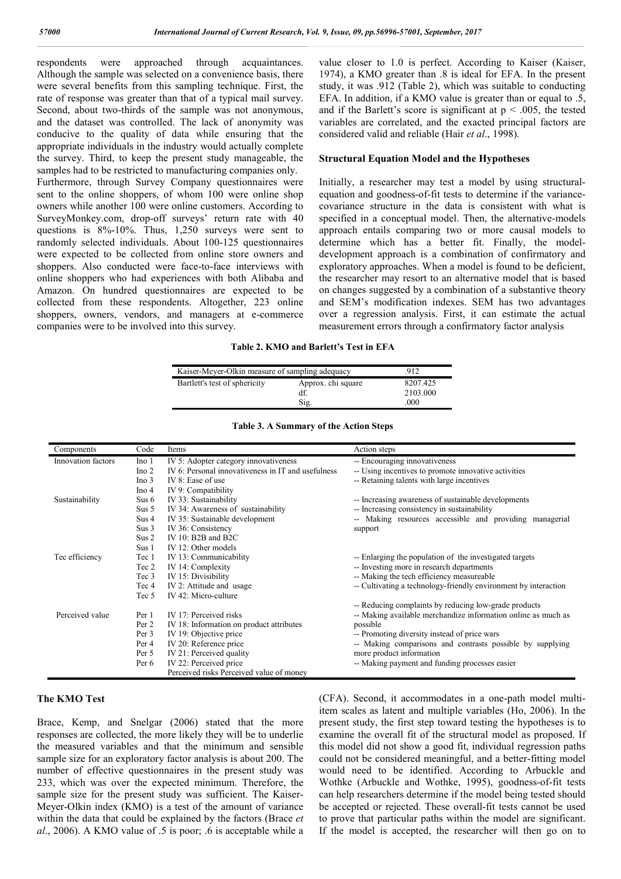respondents were approached through acquaintances. Although the sample was selected on a convenience basis, there were several benefits from this sampling technique. First, the rate of response was greater than that of a typical mail survey. Second, about two-thirds of the sample was not anonymous, and the dataset was controlled. The lack of anonymity was conducive to the quality of data while ensuring that the appropriate individuals in the industry would actually complete the survey. Third, to keep the present study manageable, the samples had to be restricted to manufacturing companies only.

Furthermore, through Survey Company questionnaires were sent to the online shoppers, of whom 100 were online shop owners while another 100 were online customers. According to SurveyMonkey.com, drop-off surveys' return rate with 40 questions is 8%-10%. Thus, 1,250 surveys were sent to randomly selected individuals. About 100-125 questionnaires were expected to be collected from online store owners and shoppers. Also conducted were face-to-face interviews with online shoppers who had experiences with both Alibaba and Amazon. On hundred questionnaires are expected to be collected from these respondents. Altogether, 223 online shoppers, owners, vendors, and managers at e-commerce companies were to be involved into this survey.

### The KMO Test

Brace, Kemp, and Snelgar (2006) stated that the more responses are collected, the more likely they will be to underlie the measured variables and that the minimum and sensible sample size for an exploratory factor analysis is about 200. The number of effective questionnaires in the present study was 233, which was over the expected minimum. Therefore, the sample size for the present study was sufficient. The Kaiser-Meyer-Olkin index (KMO) is a test of the amount of variance within the data that could be explained by the factors (Brace *et al*., 2006). A KMO value of .5 is poor; .6 is acceptable while a value closer to 1.0 is perfect. According to Kaiser (Kaiser, 1974), a KMO greater than .8 is ideal for EFA. In the present study, it was .912 (Table 2), which was suitable to conducting EFA. In addition, if a KMO value is greater than or equal to .5, and if the Barlett's score is significant at $p < .005$, the tested variables are correlated, and the exacted principal factors are considered valid and reliable (Hair *et al*., 1998).

**Table 2. KMO and Barlett's Test in EFA**

| Kaiser-Meyer-Olkin measure of sampling adequacy | | .912 |
|---|---|---|
| Bartlett's test of sphericity | Approx. chi square | 8207.425 |
| | df. | 2103.000 |
| | Sig. | .000 |

### Structural Equation Model and the Hypotheses

Initially, a researcher may test a model by using structural-equation and goodness-of-fit tests to determine if the variance-covariance structure in the data is consistent with what is specified in a conceptual model. Then, the alternative-models approach entails comparing two or more causal models to determine which has a better fit. Finally, the model-development approach is a combination of confirmatory and exploratory approaches. When a model is found to be deficient, the researcher may resort to an alternative model that is based on changes suggested by a combination of a substantive theory and SEM's modification indexes. SEM has two advantages over a regression analysis. First, it can estimate the actual measurement errors through a confirmatory factor analysis (CFA). Second, it accommodates in a one-path model multi-item scales as latent and multiple variables (Ho, 2006). In the present study, the first step toward testing the hypotheses is to examine the overall fit of the structural model as proposed. If this model did not show a good fit, individual regression paths could not be considered meaningful, and a better-fitting model would need to be identified. According to Arbuckle and Wothke (Arbuckle and Wothke, 1995), goodness-of-fit tests can help researchers determine if the model being tested should be accepted or rejected. These overall-fit tests cannot be used to prove that particular paths within the model are significant. If the model is accepted, the researcher will then go on to

**Table 3. A Summary of the Action Steps**

| Components | Code | Items | Action steps |
|---|---|---|---|
| Innovation factors | Ino 1 | IV 5: Adopter category innovativeness | -- Encouraging innovativeness |
| | Ino 2 | IV 6: Personal innovativeness in IT and usefulness | -- Using incentives to promote innovative activities |
| | Ino 3 | IV 8: Ease of use | -- Retaining talents with large incentives |
| | Ino 4 | IV 9: Compatibility | |
| Sustainability | Sus 6 | IV 33: Sustainability | -- Increasing awareness of sustainable developments |
| | Sus 5 | IV 34: Awareness of sustainability | -- Increasing consistency in sustainability |
| | Sus 4 | IV 35: Sustainable development | -- Making resources accessible and providing managerial support |
| | Sus 3 | IV 36: Consistency | |
| | Sus 2 | IV 10: B2B and B2C | |
| | Sus 1 | IV 12: Other models | |
| Tec efficiency | Tec 1 | IV 13: Communicability | -- Enlarging the population of the investigated targets |
| | Tec 2 | IV 14: Complexity | -- Investing more in research departments |
| | Tec 3 | IV 15: Divisibility | -- Making the tech efficiency measureable |
| | Tec 4 | IV 2: Attitude and usage | -- Cultivating a technology-friendly environment by interaction |
| | Tec 5 | IV 42: Micro-culture | |
| | | | -- Reducing complaints by reducing low-grade products |
| Perceived value | Per 1 | IV 17: Perceived risks | -- Making available merchandize information online as much as possible |
| | Per 2 | IV 18: Information on product attributes | |
| | Per 3 | IV 19: Objective price | -- Promoting diversity instead of price wars |
| | Per 4 | IV 20: Reference price | -- Making comparisons and contrasts possible by supplying more product information |
| | Per 5 | IV 21: Perceived quality | |
| | Per 6 | IV 22: Perceived price | -- Making payment and funding processes easier |
| | | Perceived risks Perceived value of money | |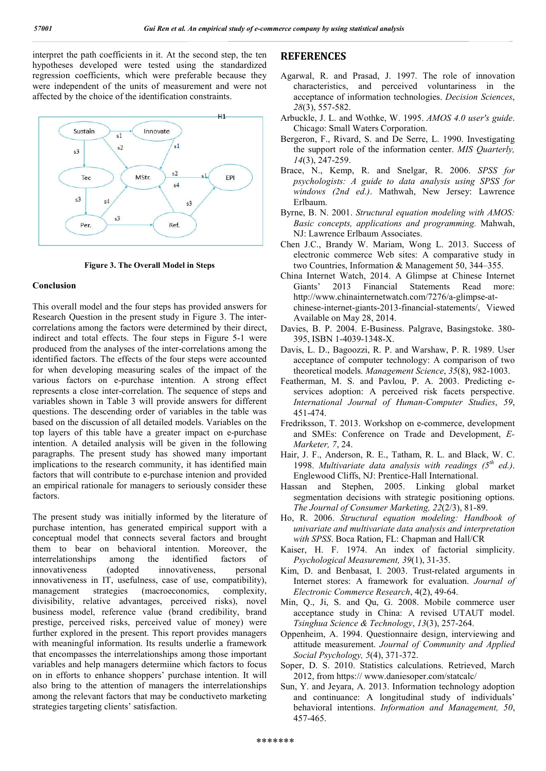interpret the path coefficients in it. At the second step, the ten hypotheses developed were tested using the standardized regression coefficients, which were preferable because they were independent of the units of measurement and were not affected by the choice of the identification constraints.

H1

Sustain

Innovate

Tec

MStr.

EPI

Per.

Ref.

s1

s2

s3

s1

s2

s4

s1

s3

s4

s3

s3

**Figure 3. The Overall Model in Steps**

## Conclusion

This overall model and the four steps has provided answers for Research Question in the present study in Figure 3. The inter-correlations among the factors were determined by their direct, indirect and total effects. The four steps in Figure 5-1 were produced from the analyses of the inter-correlations among the identified factors. The effects of the four steps were accounted for when developing measuring scales of the impact of the various factors on e-purchase intention. A strong effect represents a close inter-correlation. The sequence of steps and variables shown in Table 3 will provide answers for different questions. The descending order of variables in the table was based on the discussion of all detailed models. Variables on the top layers of this table have a greater impact on e-purchase intention. A detailed analysis will be given in the following paragraphs. The present study has showed many important implications to the research community, it has identified main factors that will contribute to e-purchase intenion and provided an empirical rationale for managers to seriously consider these factors.

The present study was initially informed by the literature of purchase intention, has generated empirical support with a conceptual model that connects several factors and brought them to bear on behavioral intention. Moreover, the interrelationships among the identified factors of innovativeness (adopted innovativeness, personal innovativeness in IT, usefulness, case of use, compatibility), management strategies (macroeconomics, complexity, divisibility, relative advantages, perceived risks), novel business model, reference value (brand credibility, brand prestige, perceived risks, perceived value of money) were further explored in the present. This report provides managers with meaningful information. Its results underlie a framework that encompasses the interrelationships among those important variables and help managers determiine which factors to focus on in efforts to enhance shoppers' purchase intention. It will also bring to the attention of managers the interrelationships among the relevant factors that may be conductiveto marketing strategies targeting clients' satisfaction.

## REFERENCES

Agarwal, R. and Prasad, J. 1997. The role of innovation characteristics, and perceived voluntariness in the acceptance of information technologies. *Decision Sciences*, *28*(3), 557-582.

Arbuckle, J. L. and Wothke, W. 1995. *AMOS 4.0 user's guide*. Chicago: Small Waters Corporation.

Bergeron, F., Rivard, S. and De Serre, L. 1990. Investigating the support role of the information center. *MIS Quarterly, 14*(3), 247-259.

Brace, N., Kemp, R. and Snelgar, R. 2006. *SPSS for psychologists: A guide to data analysis using SPSS for windows (2nd ed.)*. Mathwah, New Jersey: Lawrence Erlbaum.

Byrne, B. N. 2001. *Structural equation modeling with AMOS: Basic concepts, applications and programming.* Mahwah, NJ: Lawrence Erlbaum Associates.

Chen J.C., Brandy W. Mariam, Wong L. 2013. Success of electronic commerce Web sites: A comparative study in two Countries, Information & Management 50, 344–355.

China Internet Watch, 2014. A Glimpse at Chinese Internet Giants' 2013 Financial Statements Read more: http://www.chinainternetwatch.com/7276/a-glimpse-at-chinese-internet-giants-2013-financial-statements/, Viewed Available on May 28, 2014.

Davies, B. P. 2004. E-Business. Palgrave, Basingstoke. 380-395, ISBN 1-4039-1348-X.

Davis, L. D., Bagoozzi, R. P. and Warshaw, P. R. 1989. User acceptance of computer technology: A comparison of two theoretical models. *Management Science*, *35*(8), 982-1003.

Featherman, M. S. and Pavlou, P. A. 2003. Predicting e-services adoption: A perceived risk facets perspective. *International Journal of Human-Computer Studies*, *59*, 451-474.

Fredriksson, T. 2013. Workshop on e-commerce, development and SMEs: Conference on Trade and Development, *E-Marketer, 7*, 24.

Hair, J. F., Anderson, R. E., Tatham, R. L. and Black, W. C. 1998. *Multivariate data analysis with readings (5th ed.)*. Englewood Cliffs, NJ: Prentice-Hall International.

Hassan and Stephen, 2005. Linking global market segmentation decisions with strategic positioning options. *The Journal of Consumer Marketing, 22*(2/3), 81-89.

Ho, R. 2006. *Structural equation modeling: Handbook of univariate and multivariate data analysis and interpretation with SPSS.* Boca Ration, FL: Chapman and Hall/CR

Kaiser, H. F. 1974. An index of factorial simplicity. *Psychological Measurement, 39*(1), 31-35.

Kim, D. and Benbasat, I. 2003. Trust-related arguments in Internet stores: A framework for evaluation. *Journal of Electronic Commerce Research*, 4(2), 49-64.

Min, Q., Ji, S. and Qu, G. 2008. Mobile commerce user acceptance study in China: A revised UTAUT model. *Tsinghua Science & Technology*, *13*(3), 257-264.

Oppenheim, A. 1994. Questionnaire design, interviewing and attitude measurement. *Journal of Community and Applied Social Psychology, 5*(4), 371-372.

Soper, D. S. 2010. Statistics calculations. Retrieved, March 2012, from https:// www.daniesoper.com/statcalc/

Sun, Y. and Jeyara, A. 2013. Information technology adoption and continuance: A longitudinal study of individuals' behavioral intentions. *Information and Management, 50*, 457-465.

\*\*\*\*\*\*\*